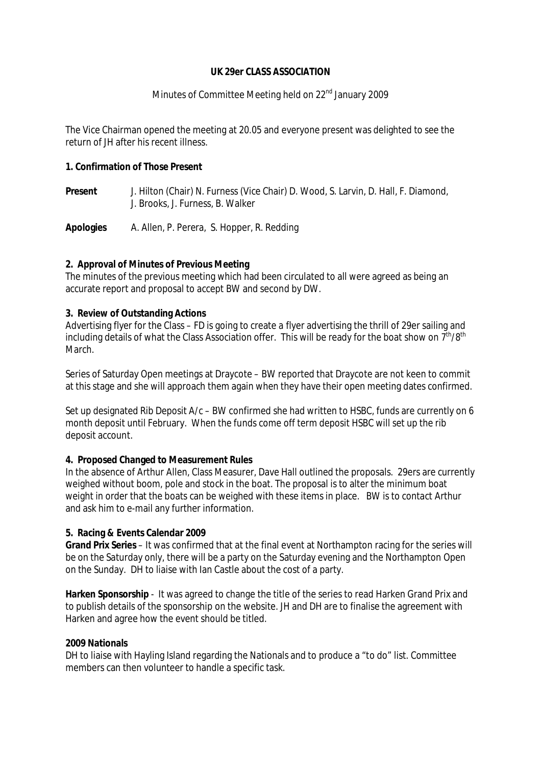**UK 29er CLASS ASSOCIATION**

Minutes of Committee Meeting held on 22nd January 2009

The Vice Chairman opened the meeting at 20.05 and everyone present was delighted to see the return of JH after his recent illness.

**1. Confirmation of Those Present**

**Present** J. Hilton (Chair) N. Furness (Vice Chair) D. Wood, S. Larvin, D. Hall, F. Diamond, J. Brooks, J. Furness, B. Walker

**Apologies** A. Allen, P. Perera, S. Hopper, R. Redding

**2. Approval of Minutes of Previous Meeting**

The minutes of the previous meeting which had been circulated to all were agreed as being an accurate report and proposal to accept BW and second by DW.

**3. Review of Outstanding Actions**

Advertising flyer for the Class – FD is going to create a flyer advertising the thrill of 29er sailing and including details of what the Class Association offer. This will be ready for the boat show on 7th/8th March.

Series of Saturday Open meetings at Draycote – BW reported that Draycote are not keen to commit at this stage and she will approach them again when they have their open meeting dates confirmed.

Set up designated Rib Deposit A/c – BW confirmed she had written to HSBC, funds are currently on 6 month deposit until February. When the funds come off term deposit HSBC will set up the rib deposit account.

**4. Proposed Changed to Measurement Rules**

In the absence of Arthur Allen, Class Measurer, Dave Hall outlined the proposals. 29ers are currently weighed without boom, pole and stock in the boat. The proposal is to alter the minimum boat weight in order that the boats can be weighed with these items in place. BW is to contact Arthur and ask him to e-mail any further information.

**5. Racing & Events Calendar 2009**

**Grand Prix Series** – It was confirmed that at the final event at Northampton racing for the series will be on the Saturday only, there will be a party on the Saturday evening and the Northampton Open on the Sunday. DH to liaise with Ian Castle about the cost of a party.

**Harken Sponsorship** - It was agreed to change the title of the series to read Harken Grand Prix and to publish details of the sponsorship on the website. JH and DH are to finalise the agreement with Harken and agree how the event should be titled.

**2009 Nationals**

DH to liaise with Hayling Island regarding the Nationals and to produce a "to do" list. Committee members can then volunteer to handle a specific task.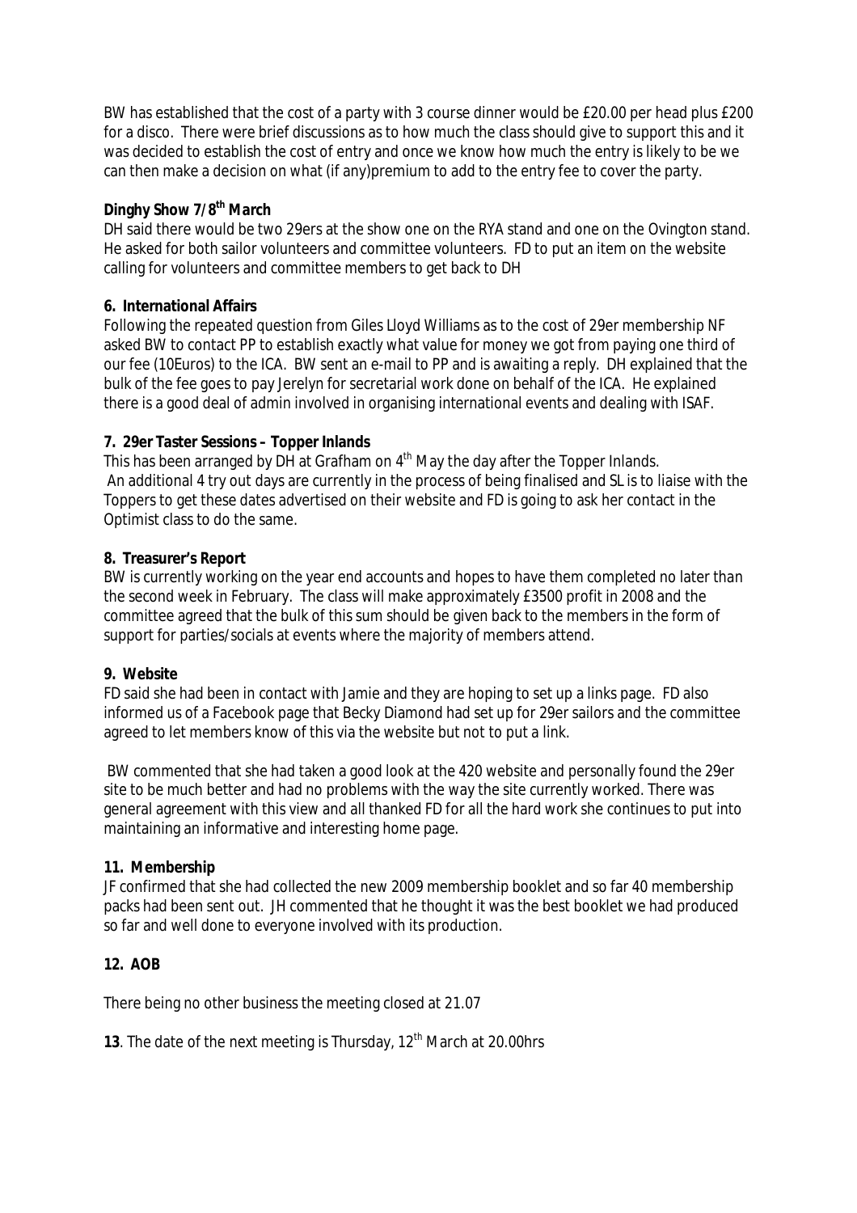BW has established that the cost of a party with 3 course dinner would be £20.00 per head plus £200 for a disco. There were brief discussions as to how much the class should give to support this and it was decided to establish the cost of entry and once we know how much the entry is likely to be we can then make a decision on what (if any)premium to add to the entry fee to cover the party.

**Dinghy Show 7/8th March**

DH said there would be two 29ers at the show one on the RYA stand and one on the Ovington stand. He asked for both sailor volunteers and committee volunteers. FD to put an item on the website calling for volunteers and committee members to get back to DH

**6. International Affairs**

Following the repeated question from Giles Lloyd Williams as to the cost of 29er membership NF asked BW to contact PP to establish exactly what value for money we got from paying one third of our fee (10Euros) to the ICA. BW sent an e-mail to PP and is awaiting a reply. DH explained that the bulk of the fee goes to pay Jerelyn for secretarial work done on behalf of the ICA. He explained there is a good deal of admin involved in organising international events and dealing with ISAF.

**7. 29er Taster Sessions – Topper Inlands**

This has been arranged by DH at Grafham on 4th May the day after the Topper Inlands. An additional 4 try out days are currently in the process of being finalised and SL is to liaise with the Toppers to get these dates advertised on their website and FD is going to ask her contact in the Optimist class to do the same.

**8. Treasurer's Report**

BW is currently working on the year end accounts and hopes to have them completed no later than the second week in February. The class will make approximately £3500 profit in 2008 and the committee agreed that the bulk of this sum should be given back to the members in the form of support for parties/socials at events where the majority of members attend.

**9. Website**

FD said she had been in contact with Jamie and they are hoping to set up a links page. FD also informed us of a Facebook page that Becky Diamond had set up for 29er sailors and the committee agreed to let members know of this via the website but not to put a link.

BW commented that she had taken a good look at the 420 website and personally found the 29er site to be much better and had no problems with the way the site currently worked. There was general agreement with this view and all thanked FD for all the hard work she continues to put into maintaining an informative and interesting home page.

**11. Membership**

JF confirmed that she had collected the new 2009 membership booklet and so far 40 membership packs had been sent out. JH commented that he thought it was the best booklet we had produced so far and well done to everyone involved with its production.

**12. AOB**

There being no other business the meeting closed at 21.07

**13**. The date of the next meeting is Thursday, 12th March at 20.00hrs